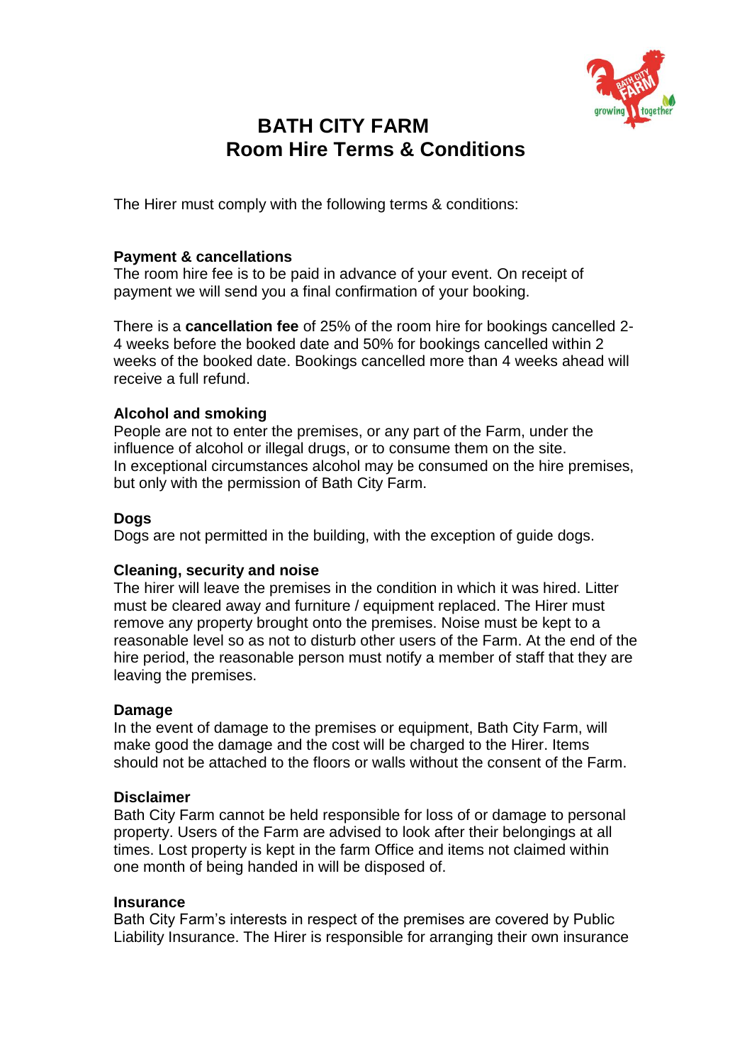# BATH CITY FARM
# Room Hire Terms & Conditions

The Hirer must comply with the following terms & conditions:

**Payment & cancellations**
The room hire fee is to be paid in advance of your event. On receipt of payment we will send you a final confirmation of your booking.

There is a **cancellation fee** of 25% of the room hire for bookings cancelled 2-4 weeks before the booked date and 50% for bookings cancelled within 2 weeks of the booked date. Bookings cancelled more than 4 weeks ahead will receive a full refund.

**Alcohol and smoking**
People are not to enter the premises, or any part of the Farm, under the influence of alcohol or illegal drugs, or to consume them on the site.
In exceptional circumstances alcohol may be consumed on the hire premises, but only with the permission of Bath City Farm.

**Dogs**
Dogs are not permitted in the building, with the exception of guide dogs.

**Cleaning, security and noise**
The hirer will leave the premises in the condition in which it was hired. Litter must be cleared away and furniture / equipment replaced. The Hirer must remove any property brought onto the premises. Noise must be kept to a reasonable level so as not to disturb other users of the Farm. At the end of the hire period, the reasonable person must notify a member of staff that they are leaving the premises.

**Damage**
In the event of damage to the premises or equipment, Bath City Farm, will make good the damage and the cost will be charged to the Hirer. Items should not be attached to the floors or walls without the consent of the Farm.

**Disclaimer**
Bath City Farm cannot be held responsible for loss of or damage to personal property. Users of the Farm are advised to look after their belongings at all times. Lost property is kept in the farm Office and items not claimed within one month of being handed in will be disposed of.

**Insurance**
Bath City Farm's interests in respect of the premises are covered by Public Liability Insurance. The Hirer is responsible for arranging their own insurance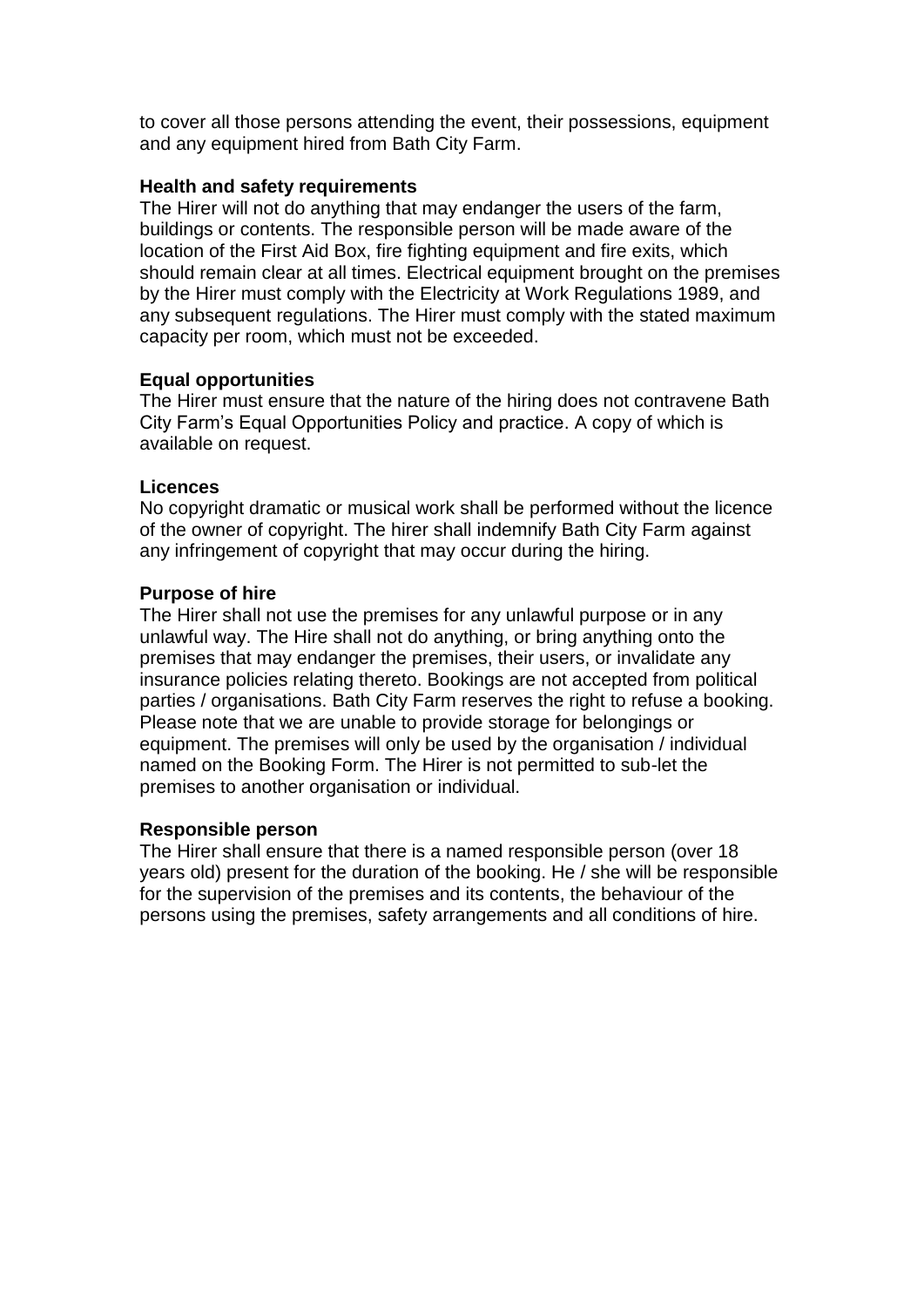to cover all those persons attending the event, their possessions, equipment and any equipment hired from Bath City Farm.

**Health and safety requirements**

The Hirer will not do anything that may endanger the users of the farm, buildings or contents. The responsible person will be made aware of the location of the First Aid Box, fire fighting equipment and fire exits, which should remain clear at all times. Electrical equipment brought on the premises by the Hirer must comply with the Electricity at Work Regulations 1989, and any subsequent regulations. The Hirer must comply with the stated maximum capacity per room, which must not be exceeded.

**Equal opportunities**

The Hirer must ensure that the nature of the hiring does not contravene Bath City Farm's Equal Opportunities Policy and practice. A copy of which is available on request.

**Licences**

No copyright dramatic or musical work shall be performed without the licence of the owner of copyright. The hirer shall indemnify Bath City Farm against any infringement of copyright that may occur during the hiring.

**Purpose of hire**

The Hirer shall not use the premises for any unlawful purpose or in any unlawful way. The Hire shall not do anything, or bring anything onto the premises that may endanger the premises, their users, or invalidate any insurance policies relating thereto. Bookings are not accepted from political parties / organisations. Bath City Farm reserves the right to refuse a booking. Please note that we are unable to provide storage for belongings or equipment. The premises will only be used by the organisation / individual named on the Booking Form. The Hirer is not permitted to sub-let the premises to another organisation or individual.

**Responsible person**

The Hirer shall ensure that there is a named responsible person (over 18 years old) present for the duration of the booking. He / she will be responsible for the supervision of the premises and its contents, the behaviour of the persons using the premises, safety arrangements and all conditions of hire.